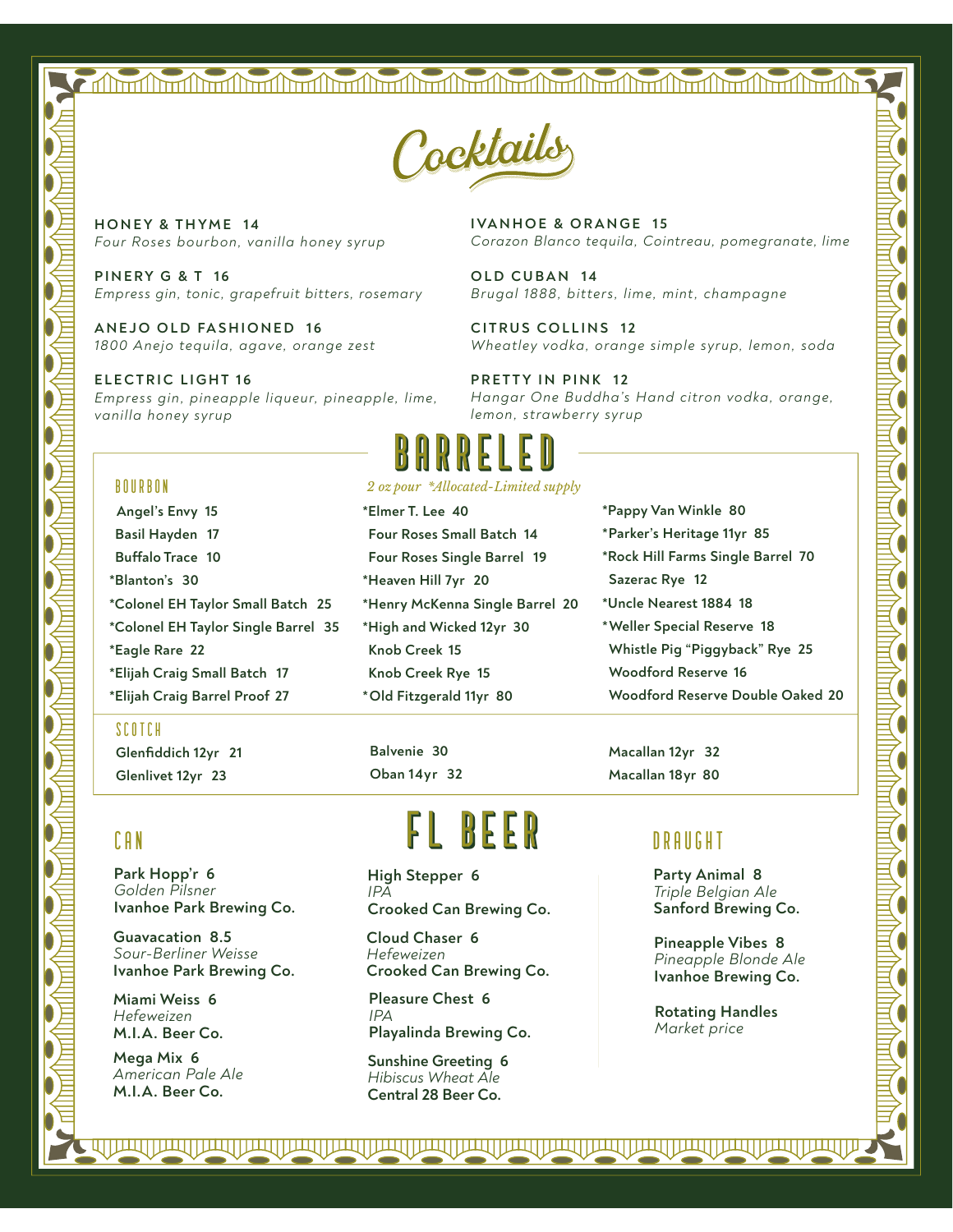# Cocktails

**HONEY & THYME 14**
*Four Roses bourbon, vanilla honey syrup*

**PINERY G & T 16**
*Empress gin, tonic, grapefruit bitters, rosemary*

**ANEJO OLD FASHIONED 16**
*1800 Anejo tequila, agave, orange zest*

**ELECTRIC LIGHT 16**
*Empress gin, pineapple liqueur, pineapple, lime, vanilla honey syrup*

**IVANHOE & ORANGE 15**
*Corazon Blanco tequila, Cointreau, pomegranate, lime*

**OLD CUBAN 14**
*Brugal 1888, bitters, lime, mint, champagne*

**CITRUS COLLINS 12**
*Wheatley vodka, orange simple syrup, lemon, soda*

**PRETTY IN PINK 12**
*Hangar One Buddha's Hand citron vodka, orange, lemon, strawberry syrup*

# BARRELED

*2 oz pour *Allocated-Limited supply*

## BOURBON

- Angel's Envy 15
- Basil Hayden 17
- Buffalo Trace 10
- *Blanton's 30
- *Colonel EH Taylor Small Batch 25
- *Colonel EH Taylor Single Barrel 35
- *Eagle Rare 22
- *Elijah Craig Small Batch 17
- *Elijah Craig Barrel Proof 27
- *Elmer T. Lee 40
- Four Roses Small Batch 14
- Four Roses Single Barrel 19
- *Heaven Hill 7yr 20
- *Henry McKenna Single Barrel 20
- *High and Wicked 12yr 30
- Knob Creek 15
- Knob Creek Rye 15
- *Old Fitzgerald 11yr 80
- *Pappy Van Winkle 80
- *Parker's Heritage 11yr 85
- *Rock Hill Farms Single Barrel 70
- Sazerac Rye 12
- *Uncle Nearest 1884 18
- *Weller Special Reserve 18
- Whistle Pig "Piggyback" Rye 25
- Woodford Reserve 16
- Woodford Reserve Double Oaked 20

## SCOTCH

- Glenfiddich 12yr 21
- Glenlivet 12yr 23
- Balvenie 30
- Oban 14yr 32
- Macallan 12yr 32
- Macallan 18yr 80

# FL BEER

## CAN

**Park Hopp'r 6**
*Golden Pilsner*
**Ivanhoe Park Brewing Co.**

**Guavacation 8.5**
*Sour-Berliner Weisse*
**Ivanhoe Park Brewing Co.**

**Miami Weiss 6**
*Hefeweizen*
**M.I.A. Beer Co.**

**Mega Mix 6**
*American Pale Ale*
**M.I.A. Beer Co.**

**High Stepper 6**
*IPA*
**Crooked Can Brewing Co.**

**Cloud Chaser 6**
*Hefeweizen*
**Crooked Can Brewing Co.**

**Pleasure Chest 6**
*IPA*
**Playalinda Brewing Co.**

**Sunshine Greeting 6**
*Hibiscus Wheat Ale*
**Central 28 Beer Co.**

## DRAUGHT

**Party Animal 8**
*Triple Belgian Ale*
**Sanford Brewing Co.**

**Pineapple Vibes 8**
*Pineapple Blonde Ale*
**Ivanhoe Brewing Co.**

**Rotating Handles**
*Market price*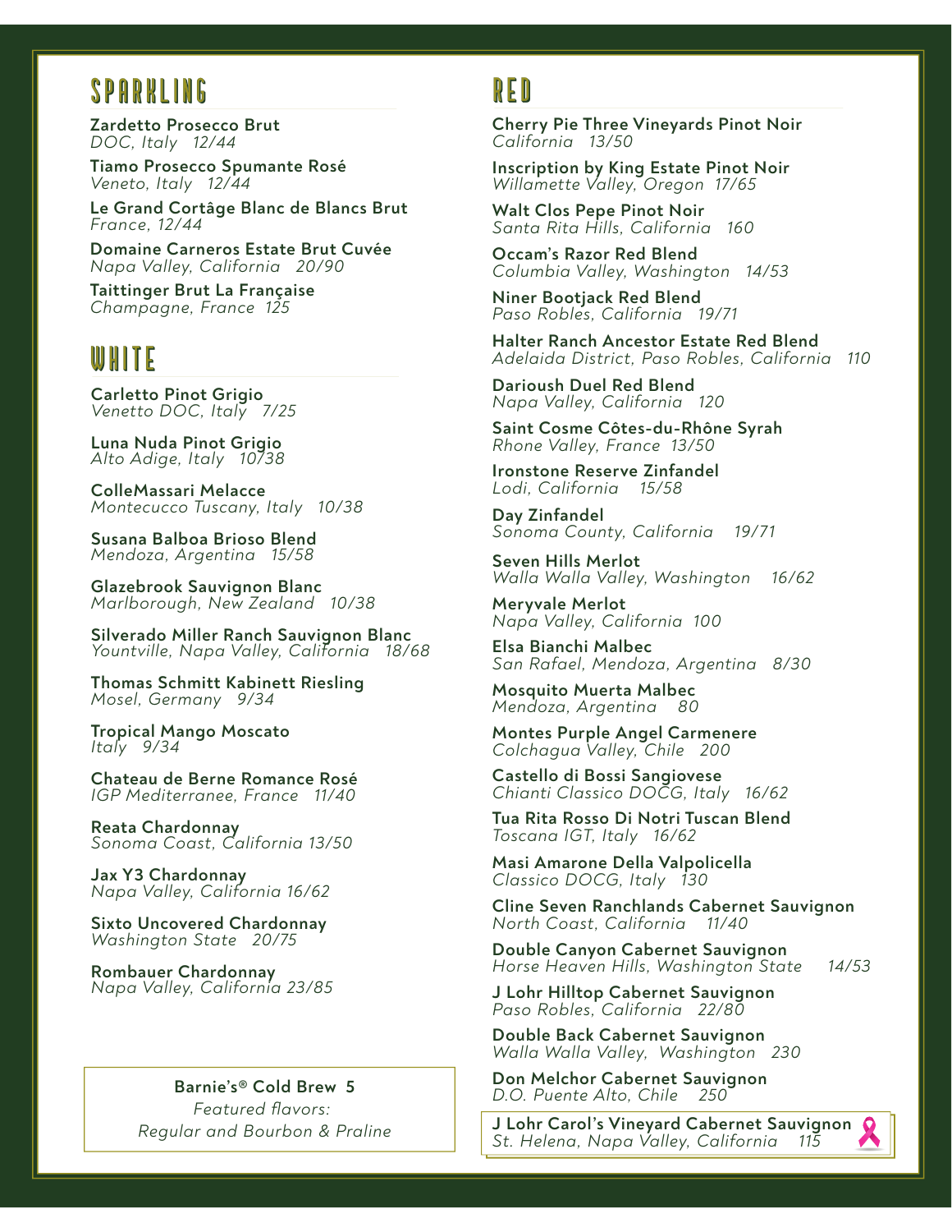## SPARKLING

**Zardetto Prosecco Brut**
*DOC, Italy 12/44*

**Tiamo Prosecco Spumante Rosé**
*Veneto, Italy 12/44*

**Le Grand Cortâge Blanc de Blancs Brut**
*France, 12/44*

**Domaine Carneros Estate Brut Cuvée**
*Napa Valley, California 20/90*

**Taittinger Brut La Française**
*Champagne, France 125*

## WHITE

**Carletto Pinot Grigio**
*Venetto DOC, Italy 7/25*

**Luna Nuda Pinot Grigio**
*Alto Adige, Italy 10/38*

**ColleMassari Melacce**
*Montecucco Tuscany, Italy 10/38*

**Susana Balboa Brioso Blend**
*Mendoza, Argentina 15/58*

**Glazebrook Sauvignon Blanc**
*Marlborough, New Zealand 10/38*

**Silverado Miller Ranch Sauvignon Blanc**
*Yountville, Napa Valley, California 18/68*

**Thomas Schmitt Kabinett Riesling**
*Mosel, Germany 9/34*

**Tropical Mango Moscato**
*Italy 9/34*

**Chateau de Berne Romance Rosé**
*IGP Mediterranee, France 11/40*

**Reata Chardonnay**
*Sonoma Coast, California 13/50*

**Jax Y3 Chardonnay**
*Napa Valley, California 16/62*

**Sixto Uncovered Chardonnay**
*Washington State 20/75*

**Rombauer Chardonnay**
*Napa Valley, California 23/85*

**Barnie's® Cold Brew 5**
*Featured flavors:*
*Regular and Bourbon & Praline*

## RED

**Cherry Pie Three Vineyards Pinot Noir**
*California 13/50*

**Inscription by King Estate Pinot Noir**
*Willamette Valley, Oregon 17/65*

**Walt Clos Pepe Pinot Noir**
*Santa Rita Hills, California 160*

**Occam's Razor Red Blend**
*Columbia Valley, Washington 14/53*

**Niner Bootjack Red Blend**
*Paso Robles, California 19/71*

**Halter Ranch Ancestor Estate Red Blend**
*Adelaida District, Paso Robles, California 110*

**Darioush Duel Red Blend**
*Napa Valley, California 120*

**Saint Cosme Côtes-du-Rhône Syrah**
*Rhone Valley, France 13/50*

**Ironstone Reserve Zinfandel**
*Lodi, California 15/58*

**Day Zinfandel**
*Sonoma County, California 19/71*

**Seven Hills Merlot**
*Walla Walla Valley, Washington 16/62*

**Meryvale Merlot**
*Napa Valley, California 100*

**Elsa Bianchi Malbec**
*San Rafael, Mendoza, Argentina 8/30*

**Mosquito Muerta Malbec**
*Mendoza, Argentina 80*

**Montes Purple Angel Carmenere**
*Colchagua Valley, Chile 200*

**Castello di Bossi Sangiovese**
*Chianti Classico DOCG, Italy 16/62*

**Tua Rita Rosso Di Notri Tuscan Blend**
*Toscana IGT, Italy 16/62*

**Masi Amarone Della Valpolicella**
*Classico DOCG, Italy 130*

**Cline Seven Ranchlands Cabernet Sauvignon**
*North Coast, California 11/40*

**Double Canyon Cabernet Sauvignon**
*Horse Heaven Hills, Washington State 14/53*

**J Lohr Hilltop Cabernet Sauvignon**
*Paso Robles, California 22/80*

**Double Back Cabernet Sauvignon**
*Walla Walla Valley, Washington 230*

**Don Melchor Cabernet Sauvignon**
*D.O. Puente Alto, Chile 250*

**J Lohr Carol's Vineyard Cabernet Sauvignon**
*St. Helena, Napa Valley, California 115*